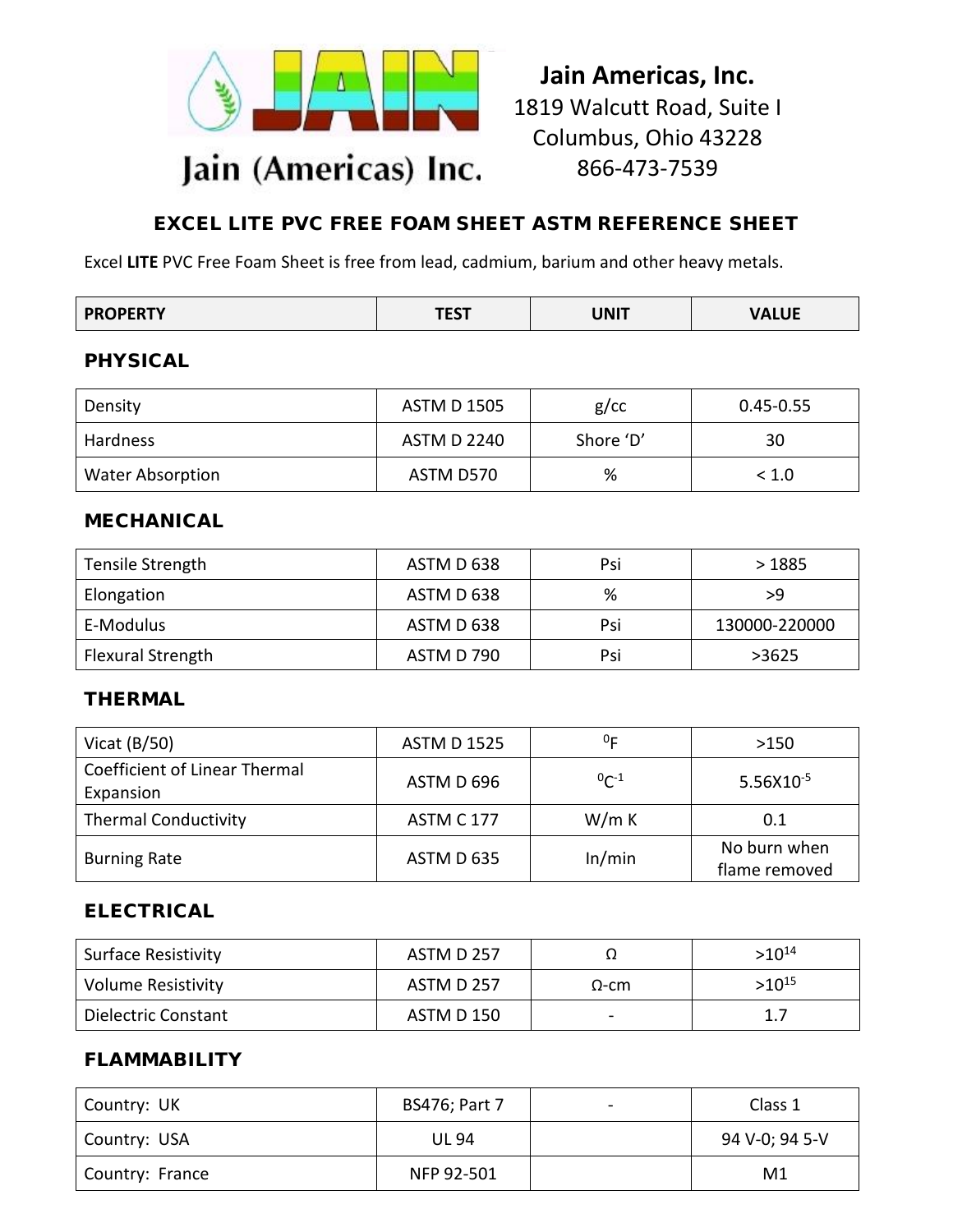Jain (Americas) Inc.

**Jain Americas, Inc.**
1819 Walcutt Road, Suite I
Columbus, Ohio 43228
866-473-7539

## EXCEL LITE PVC FREE FOAM SHEET ASTM REFERENCE SHEET

Excel **LITE** PVC Free Foam Sheet is free from lead, cadmium, barium and other heavy metals.

| PROPERTY | TEST | UNIT | VALUE |
|---|---|---|---|
| **PHYSICAL** | | | |
| Density | ASTM D 1505 | g/cc | 0.45-0.55 |
| Hardness | ASTM D 2240 | Shore 'D' | 30 |
| Water Absorption | ASTM D570 | % | < 1.0 |
| **MECHANICAL** | | | |
| Tensile Strength | ASTM D 638 | Psi | > 1885 |
| Elongation | ASTM D 638 | % | >9 |
| E-Modulus | ASTM D 638 | Psi | 130000-220000 |
| Flexural Strength | ASTM D 790 | Psi | >3625 |
| **THERMAL** | | | |
| Vicat (B/50) | ASTM D 1525 | $^0F$ | >150 |
| Coefficient of Linear Thermal Expansion | ASTM D 696 | $^0C^{-1}$ | $5.56X10^{-5}$ |
| Thermal Conductivity | ASTM C 177 | W/m K | 0.1 |
| Burning Rate | ASTM D 635 | In/min | No burn when flame removed |
| **ELECTRICAL** | | | |
| Surface Resistivity | ASTM D 257 | Ω | $>10^{14}$ |
| Volume Resistivity | ASTM D 257 | Ω-cm | $>10^{15}$ |
| Dielectric Constant | ASTM D 150 | - | 1.7 |
| **FLAMMABILITY** | | | |
| Country: UK | BS476; Part 7 | - | Class 1 |
| Country: USA | UL 94 | | 94 V-0; 94 5-V |
| Country: France | NFP 92-501 | | M1 |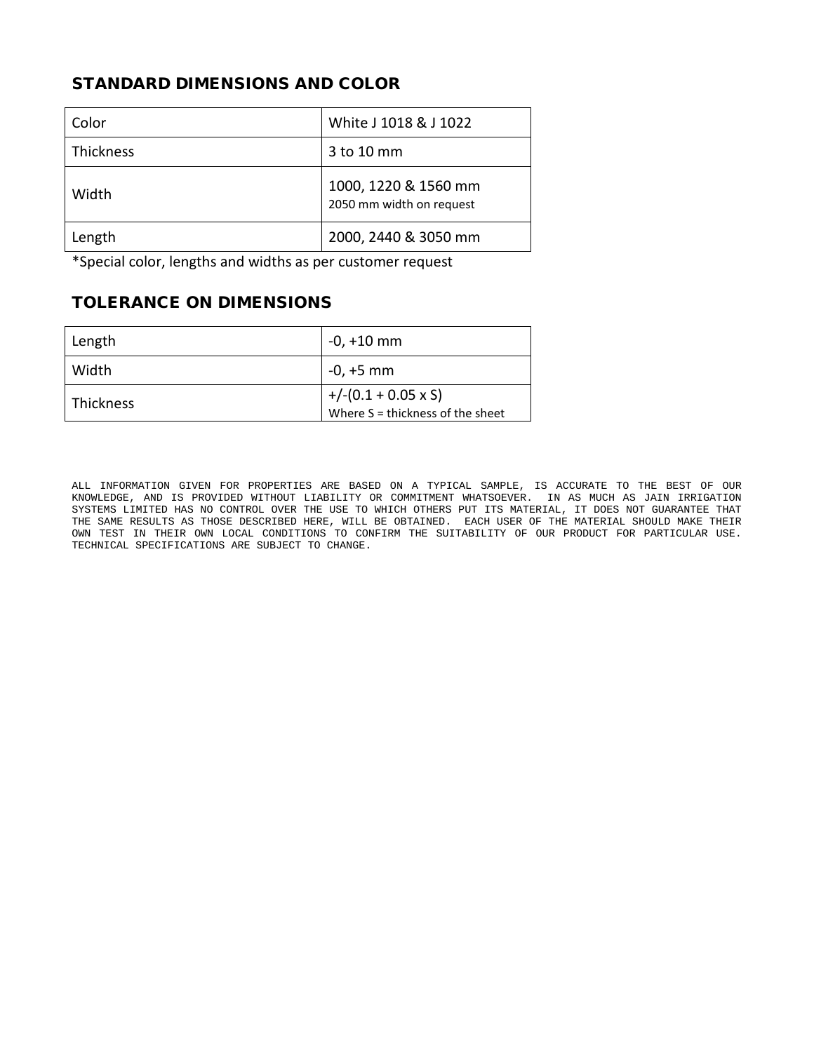## STANDARD DIMENSIONS AND COLOR

| | |
|---|---|
| Color | White J 1018 & J 1022 |
| Thickness | 3 to 10 mm |
| Width | 1000, 1220 & 1560 mm<br>2050 mm width on request |
| Length | 2000, 2440 & 3050 mm |

*Special color, lengths and widths as per customer request

## TOLERANCE ON DIMENSIONS

| | |
|---|---|
| Length | -0, +10 mm |
| Width | -0, +5 mm |
| Thickness | +/-(0.1 + 0.05 x S)<br>Where S = thickness of the sheet |

ALL INFORMATION GIVEN FOR PROPERTIES ARE BASED ON A TYPICAL SAMPLE, IS ACCURATE TO THE BEST OF OUR KNOWLEDGE, AND IS PROVIDED WITHOUT LIABILITY OR COMMITMENT WHATSOEVER. IN AS MUCH AS JAIN IRRIGATION SYSTEMS LIMITED HAS NO CONTROL OVER THE USE TO WHICH OTHERS PUT ITS MATERIAL, IT DOES NOT GUARANTEE THAT THE SAME RESULTS AS THOSE DESCRIBED HERE, WILL BE OBTAINED. EACH USER OF THE MATERIAL SHOULD MAKE THEIR OWN TEST IN THEIR OWN LOCAL CONDITIONS TO CONFIRM THE SUITABILITY OF OUR PRODUCT FOR PARTICULAR USE. TECHNICAL SPECIFICATIONS ARE SUBJECT TO CHANGE.